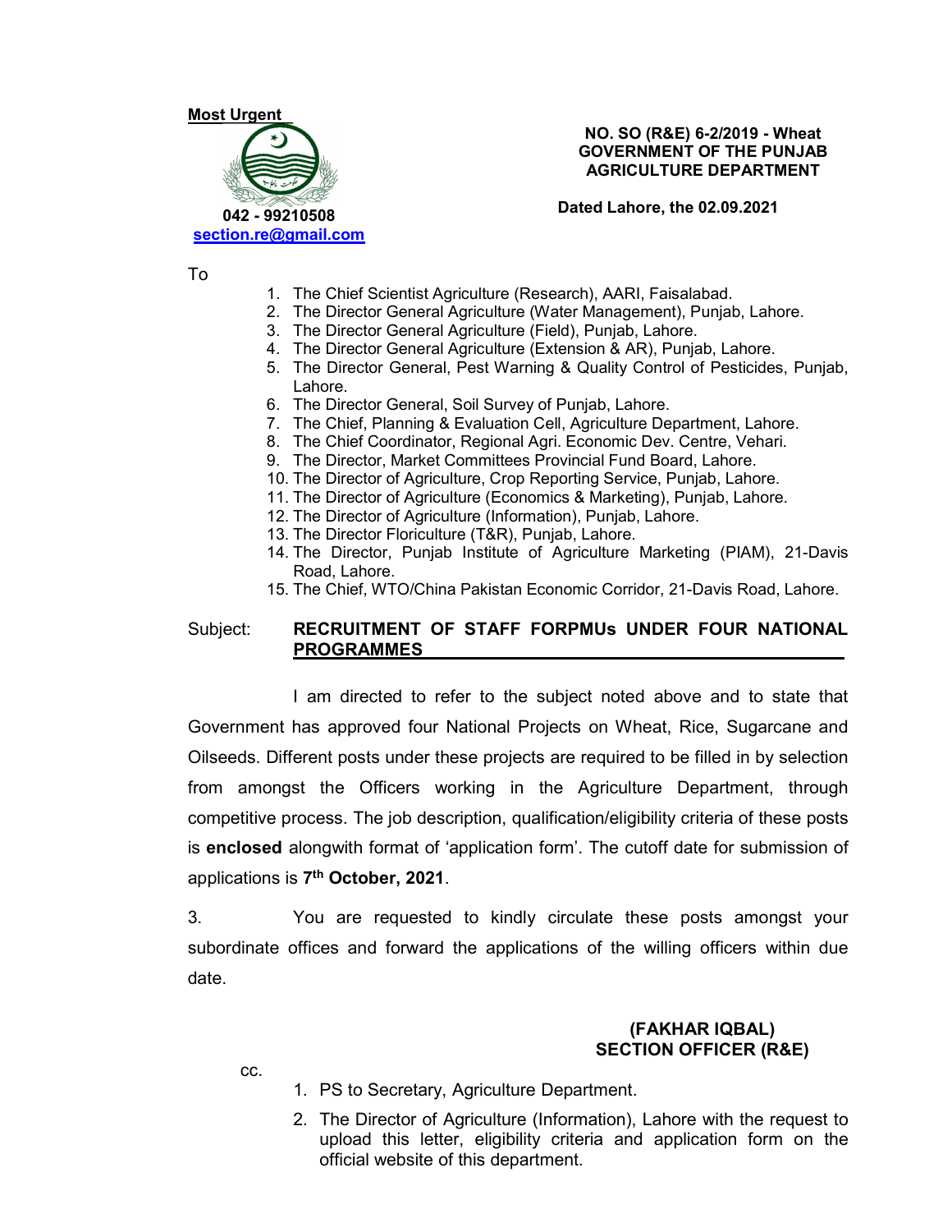**Most Urgent**

042 - 99210508
section.re@gmail.com

**NO. SO (R&E) 6-2/2019 - Wheat**
**GOVERNMENT OF THE PUNJAB**
**AGRICULTURE DEPARTMENT**

**Dated Lahore, the 02.09.2021**

To

1. The Chief Scientist Agriculture (Research), AARI, Faisalabad.
2. The Director General Agriculture (Water Management), Punjab, Lahore.
3. The Director General Agriculture (Field), Punjab, Lahore.
4. The Director General Agriculture (Extension & AR), Punjab, Lahore.
5. The Director General, Pest Warning & Quality Control of Pesticides, Punjab, Lahore.
6. The Director General, Soil Survey of Punjab, Lahore.
7. The Chief, Planning & Evaluation Cell, Agriculture Department, Lahore.
8. The Chief Coordinator, Regional Agri. Economic Dev. Centre, Vehari.
9. The Director, Market Committees Provincial Fund Board, Lahore.
10. The Director of Agriculture, Crop Reporting Service, Punjab, Lahore.
11. The Director of Agriculture (Economics & Marketing), Punjab, Lahore.
12. The Director of Agriculture (Information), Punjab, Lahore.
13. The Director Floriculture (T&R), Punjab, Lahore.
14. The Director, Punjab Institute of Agriculture Marketing (PIAM), 21-Davis Road, Lahore.
15. The Chief, WTO/China Pakistan Economic Corridor, 21-Davis Road, Lahore.

Subject: **RECRUITMENT OF STAFF FORPMUs UNDER FOUR NATIONAL PROGRAMMES**

I am directed to refer to the subject noted above and to state that Government has approved four National Projects on Wheat, Rice, Sugarcane and Oilseeds. Different posts under these projects are required to be filled in by selection from amongst the Officers working in the Agriculture Department, through competitive process. The job description, qualification/eligibility criteria of these posts is **enclosed** alongwith format of 'application form'. The cutoff date for submission of applications is **7th October, 2021**.

3. You are requested to kindly circulate these posts amongst your subordinate offices and forward the applications of the willing officers within due date.

**(FAKHAR IQBAL)**
**SECTION OFFICER (R&E)**

cc.

1. PS to Secretary, Agriculture Department.
2. The Director of Agriculture (Information), Lahore with the request to upload this letter, eligibility criteria and application form on the official website of this department.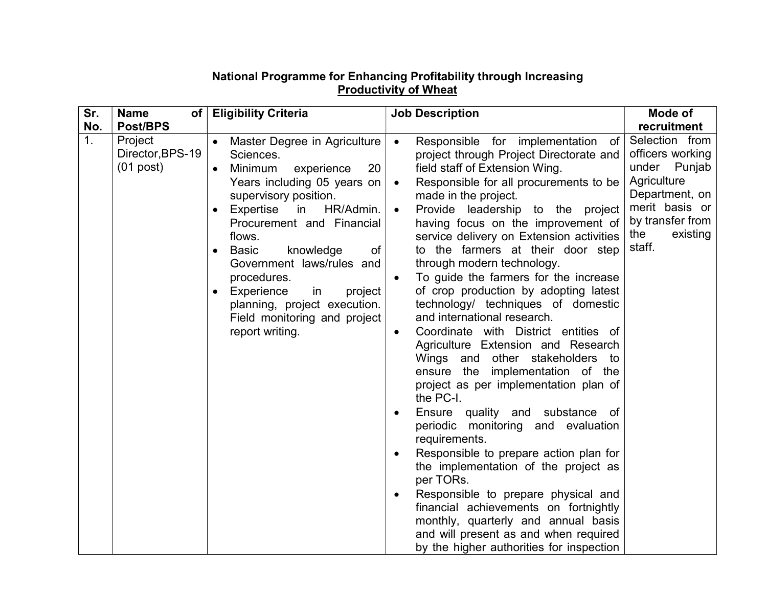**National Programme for Enhancing Profitability through Increasing Productivity of Wheat**

| Sr. No. | Name of Post/BPS | Eligibility Criteria | Job Description | Mode of recruitment |
|---|---|---|---|---|
| 1. | Project Director,BPS-19 (01 post) | • Master Degree in Agriculture Sciences.<br>• Minimum experience 20 Years including 05 years on supervisory position.<br>• Expertise in HR/Admin. Procurement and Financial flows.<br>• Basic knowledge of Government laws/rules and procedures.<br>• Experience in project planning, project execution. Field monitoring and project report writing. | • Responsible for implementation of project through Project Directorate and field staff of Extension Wing.<br>• Responsible for all procurements to be made in the project.<br>• Provide leadership to the project having focus on the improvement of service delivery on Extension activities to the farmers at their door step through modern technology.<br>• To guide the farmers for the increase of crop production by adopting latest technology/ techniques of domestic and international research.<br>• Coordinate with District entities of Agriculture Extension and Research Wings and other stakeholders to ensure the implementation of the project as per implementation plan of the PC-I.<br>• Ensure quality and substance of periodic monitoring and evaluation requirements.<br>• Responsible to prepare action plan for the implementation of the project as per TORs.<br>• Responsible to prepare physical and financial achievements on fortnightly monthly, quarterly and annual basis and will present as and when required by the higher authorities for inspection | Selection from officers working under Punjab Agriculture Department, on merit basis or by transfer from the existing staff. |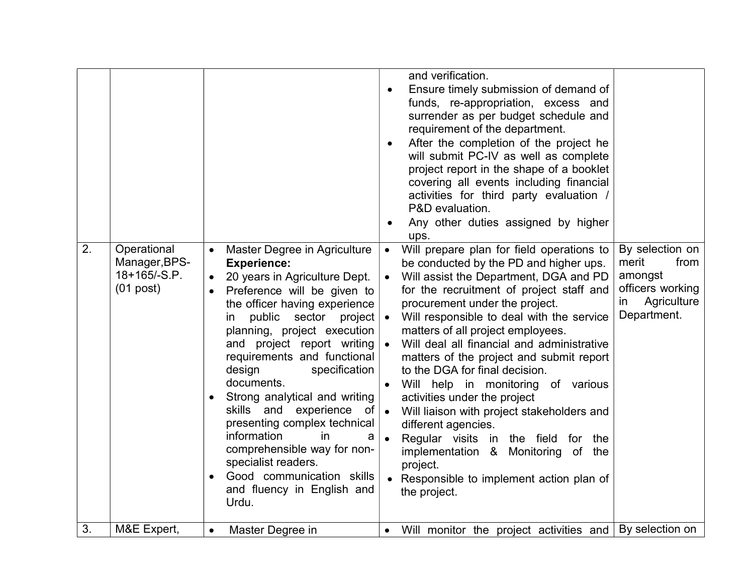| | | | | |
|---|---|---|---|---|
| | | | • and verification.<br>• Ensure timely submission of demand of funds, re-appropriation, excess and surrender as per budget schedule and requirement of the department.<br>• After the completion of the project he will submit PC-IV as well as complete project report in the shape of a booklet covering all events including financial activities for third party evaluation / P&D evaluation.<br>• Any other duties assigned by higher ups. | |
| 2. | Operational Manager,BPS-18+165/-S.P. (01 post) | • Master Degree in Agriculture<br>**Experience:**<br>• 20 years in Agriculture Dept.<br>• Preference will be given to the officer having experience in public sector project planning, project execution and project report writing requirements and functional design specification documents.<br>• Strong analytical and writing skills and experience of presenting complex technical information in a comprehensible way for non-specialist readers.<br>• Good communication skills and fluency in English and Urdu. | • Will prepare plan for field operations to be conducted by the PD and higher ups.<br>• Will assist the Department, DGA and PD for the recruitment of project staff and procurement under the project.<br>• Will responsible to deal with the service matters of all project employees.<br>• Will deal all financial and administrative matters of the project and submit report to the DGA for final decision.<br>• Will help in monitoring of various activities under the project<br>• Will liaison with project stakeholders and different agencies.<br>• Regular visits in the field for the implementation & Monitoring of the project.<br>• Responsible to implement action plan of the project. | By selection on merit from amongst officers working in Agriculture Department. |
| 3. | M&E Expert, | • Master Degree in | • Will monitor the project activities and | By selection on |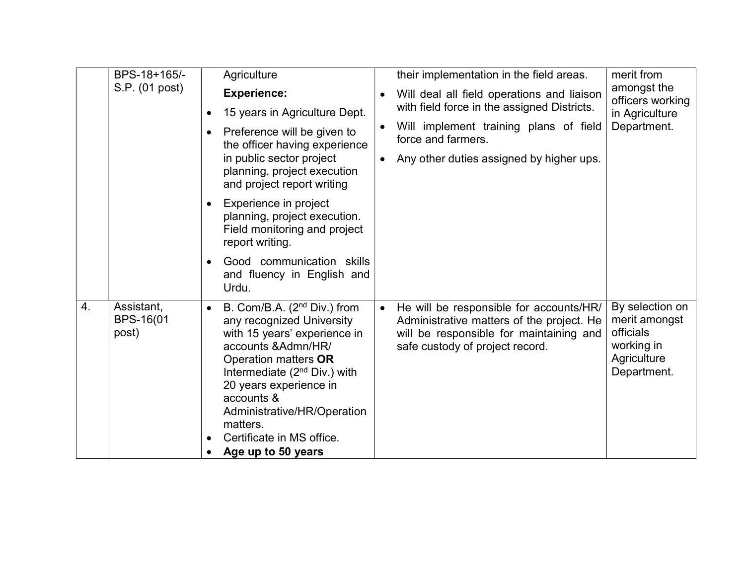| | | | | |
|---|---|---|---|---|
| | BPS-18+165/- S.P. (01 post) | Agriculture<br>**Experience:**<br>• 15 years in Agriculture Dept.<br>• Preference will be given to the officer having experience in public sector project planning, project execution and project report writing<br>• Experience in project planning, project execution. Field monitoring and project report writing.<br>• Good communication skills and fluency in English and Urdu. | their implementation in the field areas.<br>• Will deal all field operations and liaison with field force in the assigned Districts.<br>• Will implement training plans of field force and farmers.<br>• Any other duties assigned by higher ups. | merit from amongst the officers working in Agriculture Department. |
| 4. | Assistant, BPS-16(01 post) | • B. Com/B.A. (2nd Div.) from any recognized University with 15 years' experience in accounts &Admn/HR/ Operation matters **OR** Intermediate (2nd Div.) with 20 years experience in accounts & Administrative/HR/Operation matters.<br>• Certificate in MS office.<br>• **Age up to 50 years** | • He will be responsible for accounts/HR/ Administrative matters of the project. He will be responsible for maintaining and safe custody of project record. | By selection on merit amongst officials working in Agriculture Department. |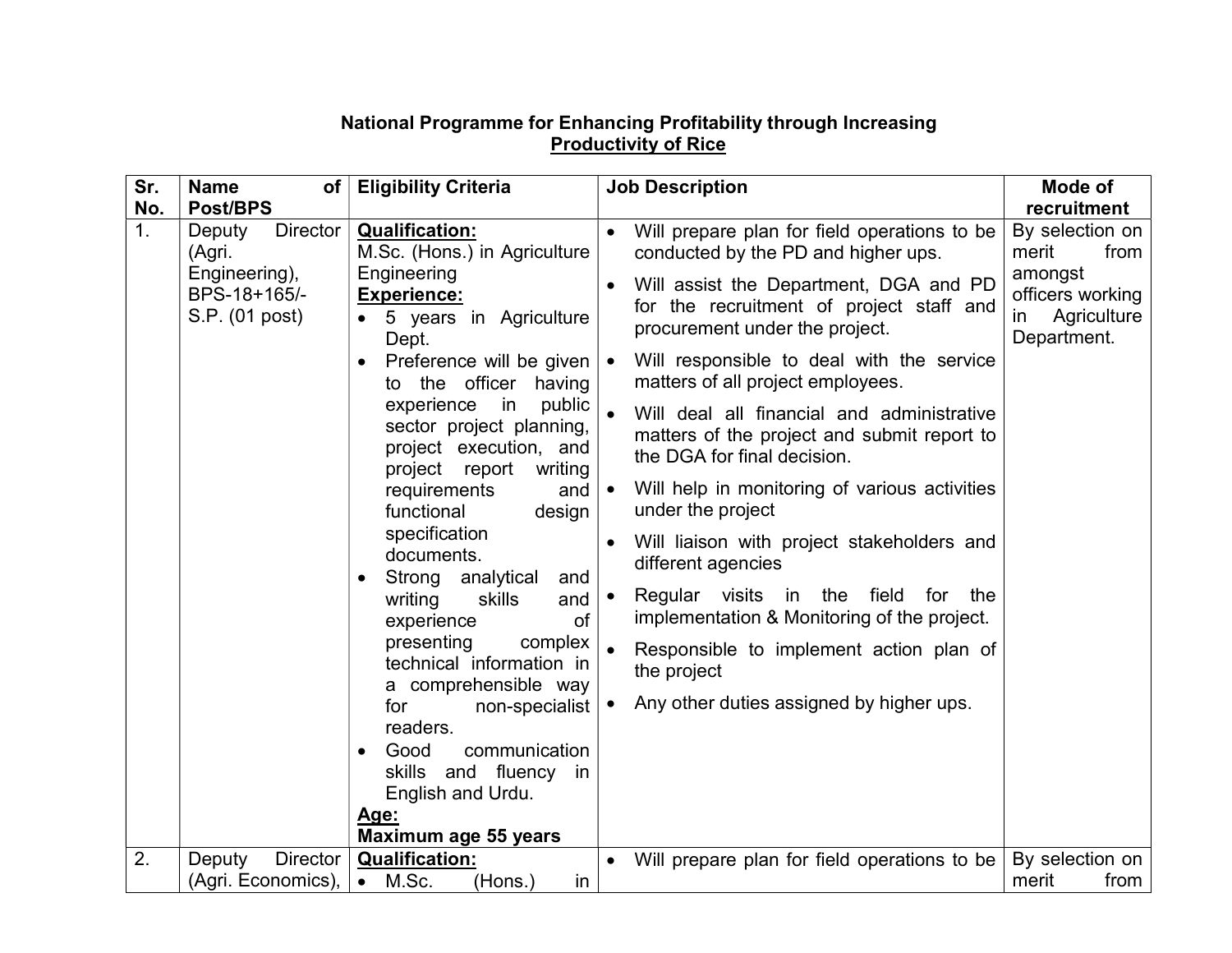**National Programme for Enhancing Profitability through Increasing Productivity of Rice**

| Sr. No. | Name of Post/BPS | Eligibility Criteria | Job Description | Mode of recruitment |
|---|---|---|---|---|
| 1. | Deputy Director (Agri. Engineering), BPS-18+165/- S.P. (01 post) | **Qualification:**<br>M.Sc. (Hons.) in Agriculture Engineering<br>**Experience:**<br>• 5 years in Agriculture Dept.<br>• Preference will be given to the officer having experience in public sector project planning, project execution, and project report writing requirements and functional design specification documents.<br>• Strong analytical and writing skills and experience of presenting complex technical information in a comprehensible way for non-specialist readers.<br>• Good communication skills and fluency in English and Urdu.<br>**Age:**<br>**Maximum age 55 years** | • Will prepare plan for field operations to be conducted by the PD and higher ups.<br>• Will assist the Department, DGA and PD for the recruitment of project staff and procurement under the project.<br>• Will responsible to deal with the service matters of all project employees.<br>• Will deal all financial and administrative matters of the project and submit report to the DGA for final decision.<br>• Will help in monitoring of various activities under the project<br>• Will liaison with project stakeholders and different agencies<br>• Regular visits in the field for the implementation & Monitoring of the project.<br>• Responsible to implement action plan of the project<br>• Any other duties assigned by higher ups. | By selection on merit from amongst officers working in Agriculture Department. |
| 2. | Deputy Director (Agri. Economics), | **Qualification:**<br>• M.Sc. (Hons.) in | • Will prepare plan for field operations to be | By selection on merit from |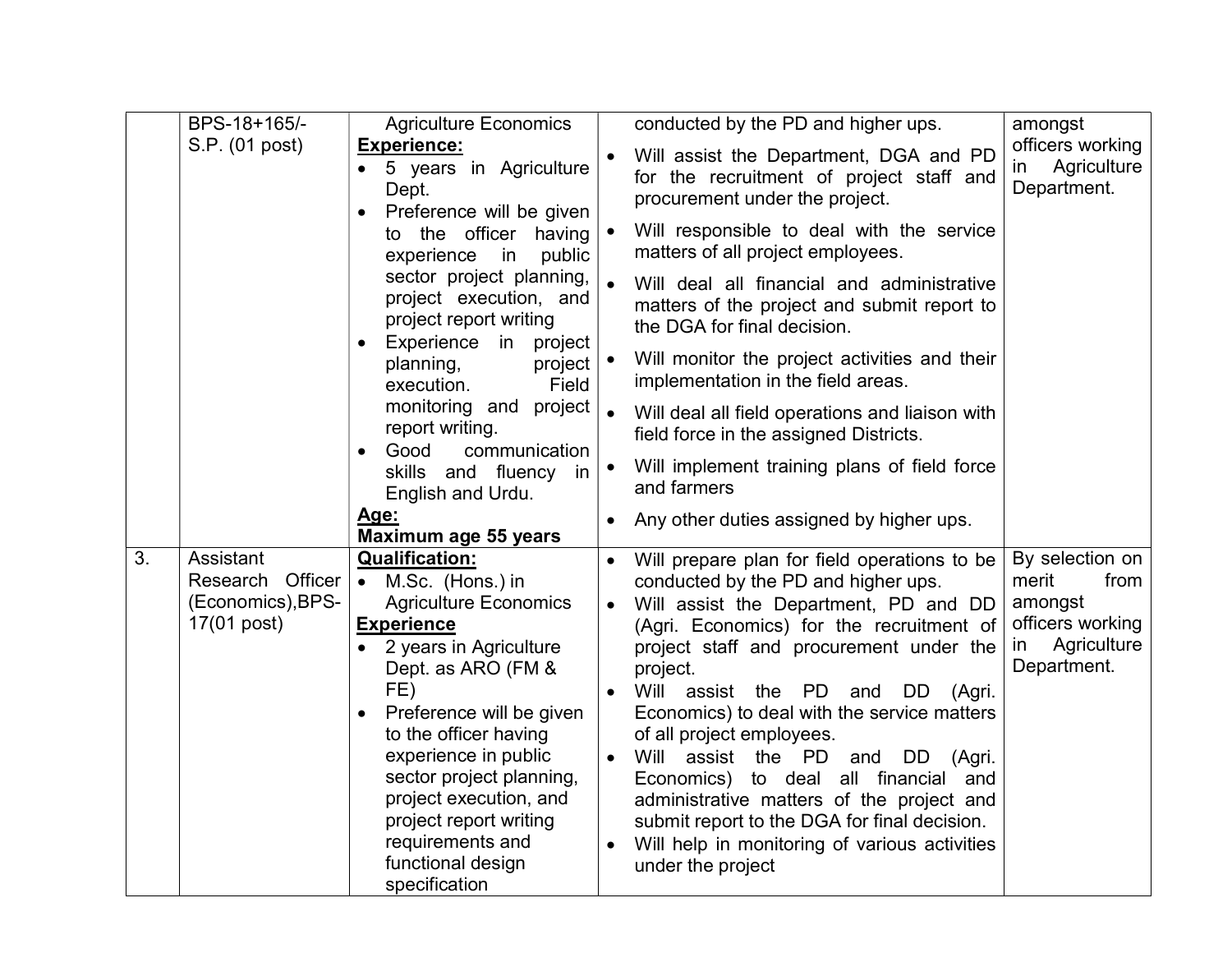| | | | | |
|---|---|---|---|---|
| | BPS-18+165/-S.P. (01 post) | Agriculture Economics<br>**Experience:**<br>• 5 years in Agriculture Dept.<br>• Preference will be given to the officer having experience in public sector project planning, project execution, and project report writing<br>• Experience in project planning, project execution. Field monitoring and project report writing.<br>• Good communication skills and fluency in English and Urdu.<br>**Age:**<br>**Maximum age 55 years** | conducted by the PD and higher ups.<br>• Will assist the Department, DGA and PD for the recruitment of project staff and procurement under the project.<br>• Will responsible to deal with the service matters of all project employees.<br>• Will deal all financial and administrative matters of the project and submit report to the DGA for final decision.<br>• Will monitor the project activities and their implementation in the field areas.<br>• Will deal all field operations and liaison with field force in the assigned Districts.<br>• Will implement training plans of field force and farmers<br>• Any other duties assigned by higher ups. | amongst officers working in Agriculture Department. |
| 3. | Assistant Research Officer (Economics),BPS-17(01 post) | **Qualification:**<br>• M.Sc. (Hons.) in Agriculture Economics<br>**Experience**<br>• 2 years in Agriculture Dept. as ARO (FM & FE)<br>• Preference will be given to the officer having experience in public sector project planning, project execution, and project report writing requirements and functional design specification | • Will prepare plan for field operations to be conducted by the PD and higher ups.<br>• Will assist the Department, PD and DD (Agri. Economics) for the recruitment of project staff and procurement under the project.<br>• Will assist the PD and DD (Agri. Economics) to deal with the service matters of all project employees.<br>• Will assist the PD and DD (Agri. Economics) to deal all financial and administrative matters of the project and submit report to the DGA for final decision.<br>• Will help in monitoring of various activities under the project | By selection on merit from amongst officers working in Agriculture Department. |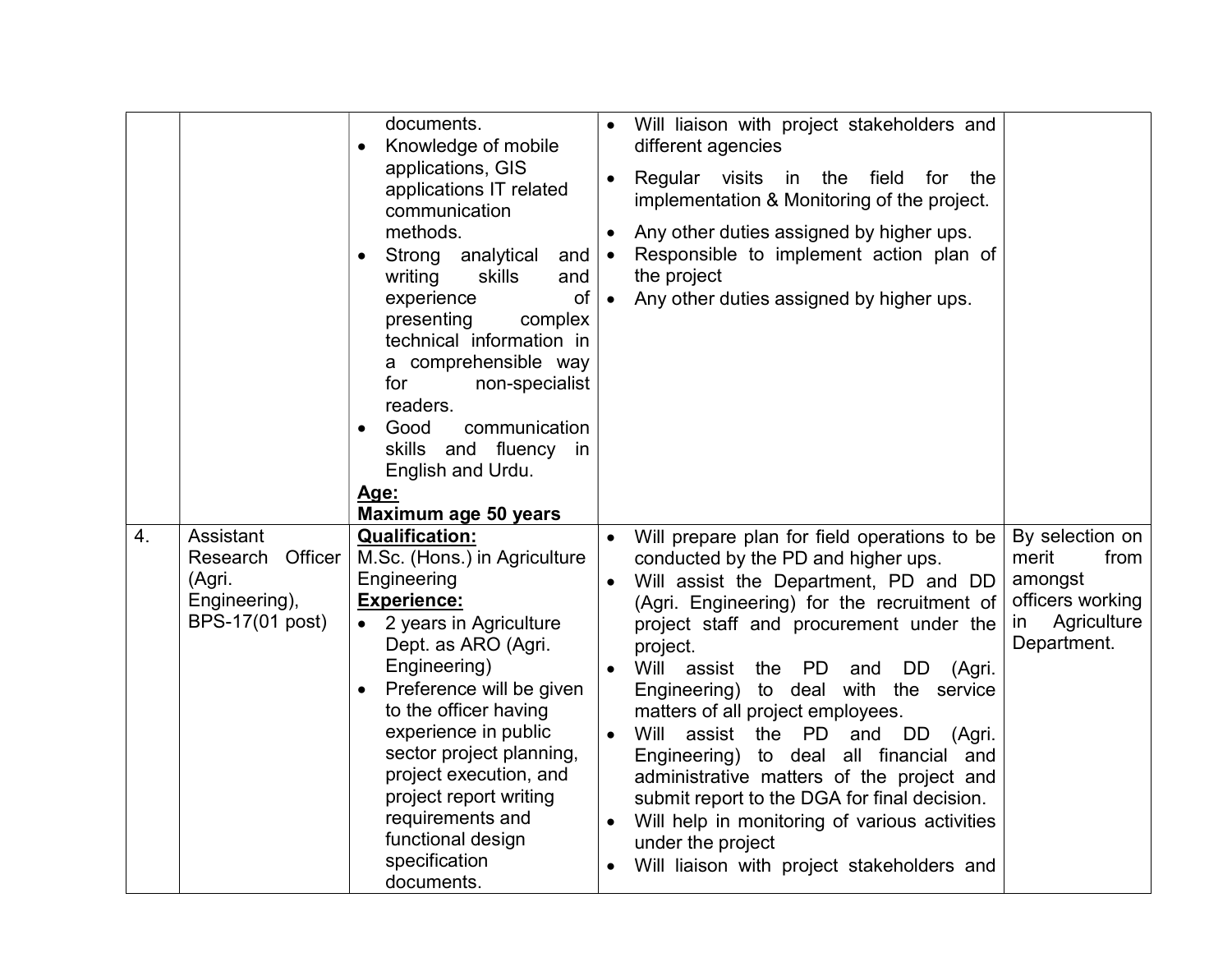| | | | | |
|---|---|---|---|---|
| | | documents.<br>• Knowledge of mobile applications, GIS applications IT related communication methods.<br>• Strong analytical and writing skills and experience of presenting complex technical information in a comprehensible way for non-specialist readers.<br>• Good communication skills and fluency in English and Urdu.<br>**<u>Age:</u>**<br>**Maximum age 50 years** | • Will liaison with project stakeholders and different agencies<br>• Regular visits in the field for the implementation & Monitoring of the project.<br>• Any other duties assigned by higher ups.<br>• Responsible to implement action plan of the project<br>• Any other duties assigned by higher ups. | |
| 4. | Assistant Research Officer (Agri. Engineering), BPS-17(01 post) | **<u>Qualification:</u>**<br>M.Sc. (Hons.) in Agriculture Engineering<br>**<u>Experience:</u>**<br>• 2 years in Agriculture Dept. as ARO (Agri. Engineering)<br>• Preference will be given to the officer having experience in public sector project planning, project execution, and project report writing requirements and functional design specification documents. | • Will prepare plan for field operations to be conducted by the PD and higher ups.<br>• Will assist the Department, PD and DD (Agri. Engineering) for the recruitment of project staff and procurement under the project.<br>• Will assist the PD and DD (Agri. Engineering) to deal with the service matters of all project employees.<br>• Will assist the PD and DD (Agri. Engineering) to deal all financial and administrative matters of the project and submit report to the DGA for final decision.<br>• Will help in monitoring of various activities under the project<br>• Will liaison with project stakeholders and | By selection on merit from amongst officers working in Agriculture Department. |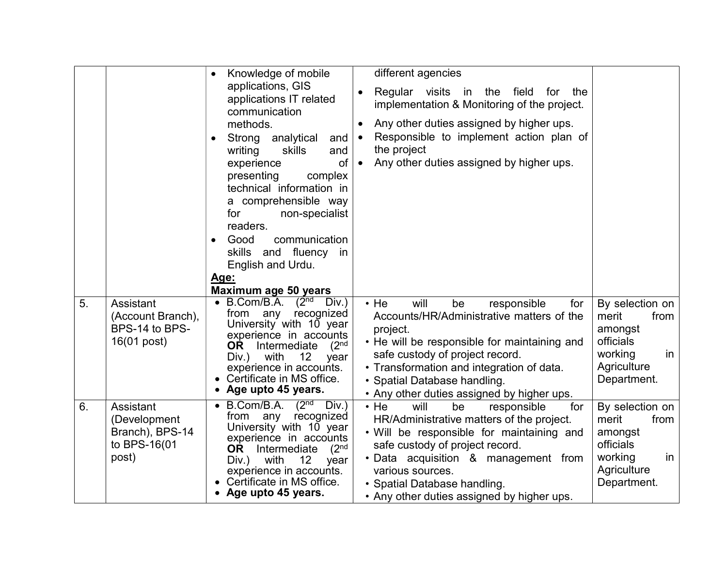| | | | | |
|---|---|---|---|---|
| | | • Knowledge of mobile applications, GIS applications IT related communication methods.<br>• Strong analytical and writing skills and experience of presenting complex technical information in a comprehensible way for non-specialist readers.<br>• Good communication skills and fluency in English and Urdu.<br>**Age:**<br>**Maximum age 50 years** | different agencies<br>• Regular visits in the field for the implementation & Monitoring of the project.<br>• Any other duties assigned by higher ups.<br>• Responsible to implement action plan of the project<br>• Any other duties assigned by higher ups. | |
| 5. | Assistant (Account Branch), BPS-14 to BPS-16(01 post) | • B.Com/B.A. (2nd Div.) from any recognized University with 10 year experience in accounts **OR** Intermediate (2nd Div.) with 12 year experience in accounts.<br>• Certificate in MS office.<br>• **Age upto 45 years.** | • He will be responsible for Accounts/HR/Administrative matters of the project.<br>• He will be responsible for maintaining and safe custody of project record.<br>• Transformation and integration of data.<br>• Spatial Database handling.<br>• Any other duties assigned by higher ups. | By selection on merit from amongst officials working in Agriculture Department. |
| 6. | Assistant (Development Branch), BPS-14 to BPS-16(01 post) | • B.Com/B.A. (2nd Div.) from any recognized University with 10 year experience in accounts **OR** Intermediate (2nd Div.) with 12 year experience in accounts.<br>• Certificate in MS office.<br>• **Age upto 45 years.** | • He will be responsible for HR/Administrative matters of the project.<br>• Will be responsible for maintaining and safe custody of project record.<br>• Data acquisition & management from various sources.<br>• Spatial Database handling.<br>• Any other duties assigned by higher ups. | By selection on merit from amongst officials working in Agriculture Department. |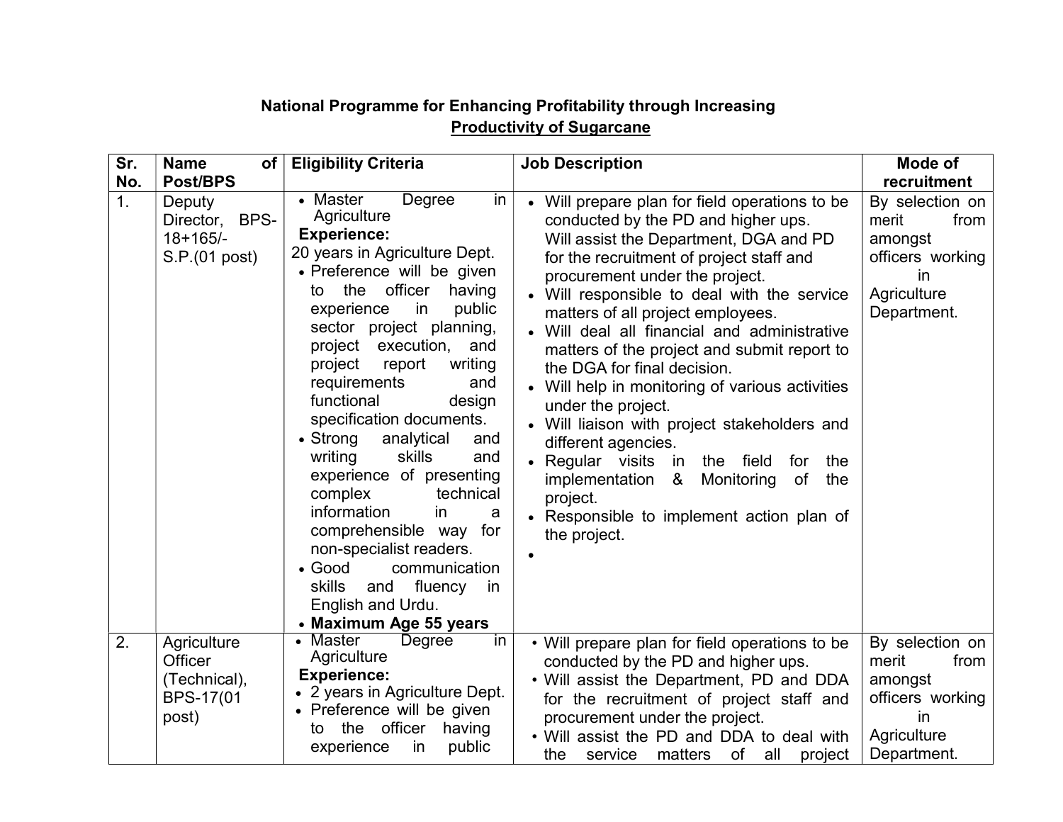**National Programme for Enhancing Profitability through Increasing**

**Productivity of Sugarcane**

| Sr. No. | Name of Post/BPS | Eligibility Criteria | Job Description | Mode of recruitment |
|---|---|---|---|---|
| 1. | Deputy Director, BPS-18+165/- S.P.(01 post) | • Master Degree in Agriculture<br>**Experience:**<br>20 years in Agriculture Dept.<br>• Preference will be given to the officer having experience in public sector project planning, project execution, and project report writing requirements and functional design specification documents.<br>• Strong analytical and writing skills and experience of presenting complex technical information in a comprehensible way for non-specialist readers.<br>• Good communication skills and fluency in English and Urdu.<br>• **Maximum Age 55 years** | • Will prepare plan for field operations to be conducted by the PD and higher ups. Will assist the Department, DGA and PD for the recruitment of project staff and procurement under the project.<br>• Will responsible to deal with the service matters of all project employees.<br>• Will deal all financial and administrative matters of the project and submit report to the DGA for final decision.<br>• Will help in monitoring of various activities under the project.<br>• Will liaison with project stakeholders and different agencies.<br>• Regular visits in the field for the implementation & Monitoring of the project.<br>• Responsible to implement action plan of the project.<br>• | By selection on merit from amongst officers working in Agriculture Department. |
| 2. | Agriculture Officer (Technical), BPS-17(01 post) | • Master Degree in Agriculture<br>**Experience:**<br>• 2 years in Agriculture Dept.<br>• Preference will be given to the officer having experience in public | • Will prepare plan for field operations to be conducted by the PD and higher ups.<br>• Will assist the Department, PD and DDA for the recruitment of project staff and procurement under the project.<br>• Will assist the PD and DDA to deal with the service matters of all project | By selection on merit from amongst officers working in Agriculture Department. |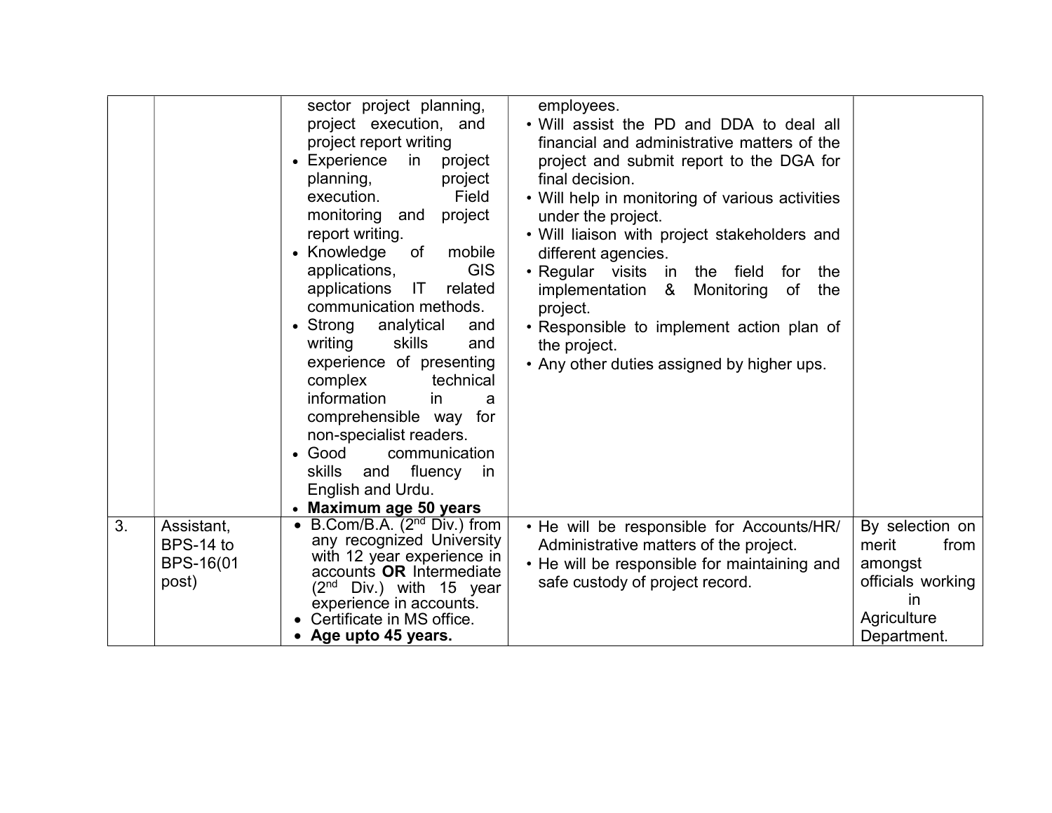| | | | | |
|---|---|---|---|---|
| | | sector project planning, project execution, and project report writing<br>• Experience in project planning, project execution. Field monitoring and project report writing.<br>• Knowledge of mobile applications, GIS applications IT related communication methods.<br>• Strong analytical and writing skills and experience of presenting complex technical information in a comprehensible way for non-specialist readers.<br>• Good communication skills and fluency in English and Urdu.<br>• **Maximum age 50 years** | employees.<br>• Will assist the PD and DDA to deal all financial and administrative matters of the project and submit report to the DGA for final decision.<br>• Will help in monitoring of various activities under the project.<br>• Will liaison with project stakeholders and different agencies.<br>• Regular visits in the field for the implementation & Monitoring of the project.<br>• Responsible to implement action plan of the project.<br>• Any other duties assigned by higher ups. | |
| 3. | Assistant, BPS-14 to BPS-16(01 post) | • B.Com/B.A. (2nd Div.) from any recognized University with 12 year experience in accounts **OR** Intermediate (2nd Div.) with 15 year experience in accounts.<br>• Certificate in MS office.<br>• **Age upto 45 years.** | • He will be responsible for Accounts/HR/ Administrative matters of the project.<br>• He will be responsible for maintaining and safe custody of project record. | By selection on merit from amongst officials working in Agriculture Department. |